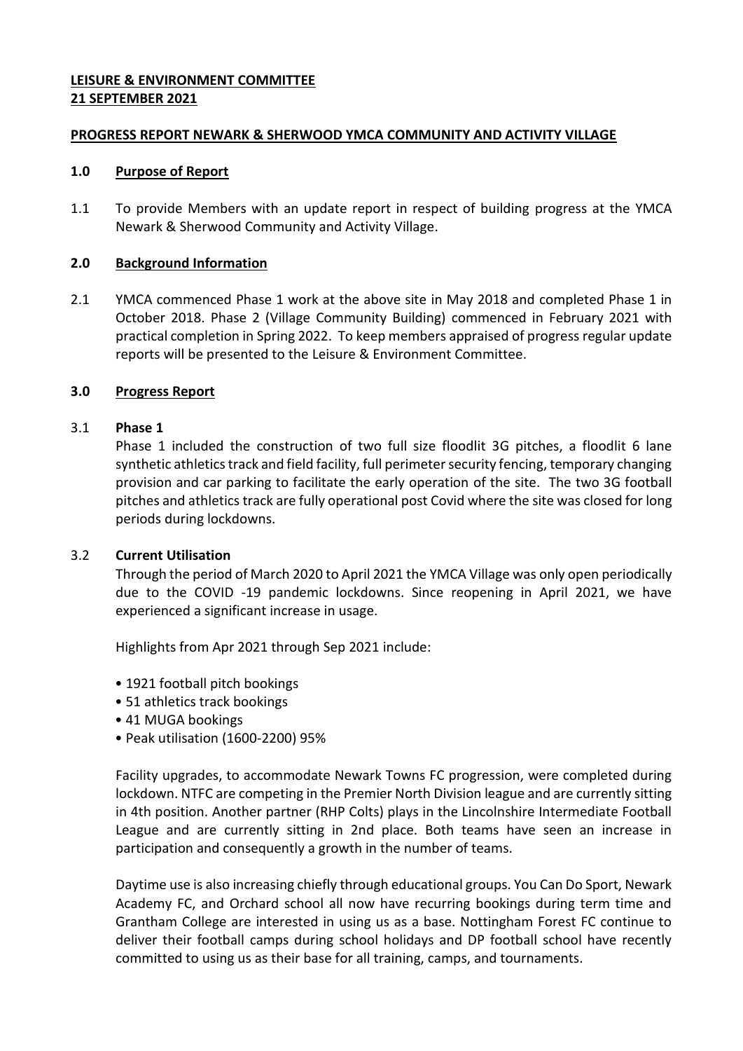**LEISURE & ENVIRONMENT COMMITTEE**
**21 SEPTEMBER 2021**

**PROGRESS REPORT NEWARK & SHERWOOD YMCA COMMUNITY AND ACTIVITY VILLAGE**

## 1.0 Purpose of Report

1.1 To provide Members with an update report in respect of building progress at the YMCA Newark & Sherwood Community and Activity Village.

## 2.0 Background Information

2.1 YMCA commenced Phase 1 work at the above site in May 2018 and completed Phase 1 in October 2018. Phase 2 (Village Community Building) commenced in February 2021 with practical completion in Spring 2022. To keep members appraised of progress regular update reports will be presented to the Leisure & Environment Committee.

## 3.0 Progress Report

3.1 **Phase 1**

Phase 1 included the construction of two full size floodlit 3G pitches, a floodlit 6 lane synthetic athletics track and field facility, full perimeter security fencing, temporary changing provision and car parking to facilitate the early operation of the site. The two 3G football pitches and athletics track are fully operational post Covid where the site was closed for long periods during lockdowns.

3.2 **Current Utilisation**

Through the period of March 2020 to April 2021 the YMCA Village was only open periodically due to the COVID -19 pandemic lockdowns. Since reopening in April 2021, we have experienced a significant increase in usage.

Highlights from Apr 2021 through Sep 2021 include:

- 1921 football pitch bookings
- 51 athletics track bookings
- 41 MUGA bookings
- Peak utilisation (1600-2200) 95%

Facility upgrades, to accommodate Newark Towns FC progression, were completed during lockdown. NTFC are competing in the Premier North Division league and are currently sitting in 4th position. Another partner (RHP Colts) plays in the Lincolnshire Intermediate Football League and are currently sitting in 2nd place. Both teams have seen an increase in participation and consequently a growth in the number of teams.

Daytime use is also increasing chiefly through educational groups. You Can Do Sport, Newark Academy FC, and Orchard school all now have recurring bookings during term time and Grantham College are interested in using us as a base. Nottingham Forest FC continue to deliver their football camps during school holidays and DP football school have recently committed to using us as their base for all training, camps, and tournaments.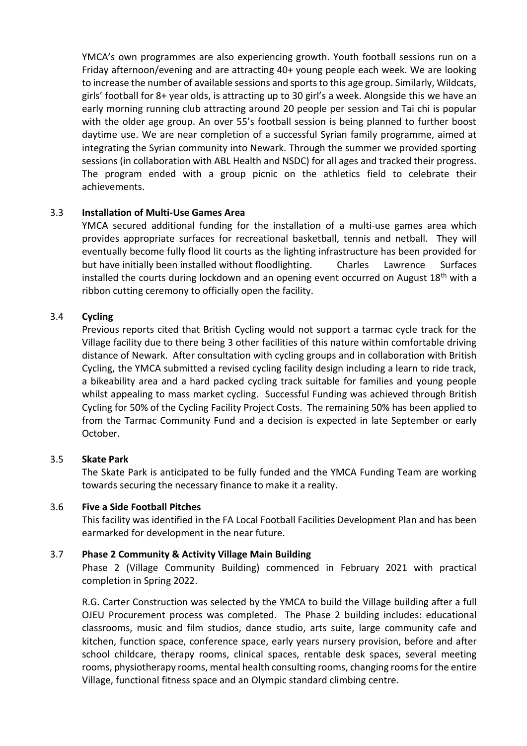YMCA's own programmes are also experiencing growth. Youth football sessions run on a Friday afternoon/evening and are attracting 40+ young people each week. We are looking to increase the number of available sessions and sports to this age group. Similarly, Wildcats, girls' football for 8+ year olds, is attracting up to 30 girl's a week. Alongside this we have an early morning running club attracting around 20 people per session and Tai chi is popular with the older age group. An over 55's football session is being planned to further boost daytime use. We are near completion of a successful Syrian family programme, aimed at integrating the Syrian community into Newark. Through the summer we provided sporting sessions (in collaboration with ABL Health and NSDC) for all ages and tracked their progress. The program ended with a group picnic on the athletics field to celebrate their achievements.

3.3 **Installation of Multi-Use Games Area**

YMCA secured additional funding for the installation of a multi-use games area which provides appropriate surfaces for recreational basketball, tennis and netball. They will eventually become fully flood lit courts as the lighting infrastructure has been provided for but have initially been installed without floodlighting. Charles Lawrence Surfaces installed the courts during lockdown and an opening event occurred on August 18th with a ribbon cutting ceremony to officially open the facility.

3.4 **Cycling**

Previous reports cited that British Cycling would not support a tarmac cycle track for the Village facility due to there being 3 other facilities of this nature within comfortable driving distance of Newark. After consultation with cycling groups and in collaboration with British Cycling, the YMCA submitted a revised cycling facility design including a learn to ride track, a bikeability area and a hard packed cycling track suitable for families and young people whilst appealing to mass market cycling. Successful Funding was achieved through British Cycling for 50% of the Cycling Facility Project Costs. The remaining 50% has been applied to from the Tarmac Community Fund and a decision is expected in late September or early October.

3.5 **Skate Park**

The Skate Park is anticipated to be fully funded and the YMCA Funding Team are working towards securing the necessary finance to make it a reality.

3.6 **Five a Side Football Pitches**

This facility was identified in the FA Local Football Facilities Development Plan and has been earmarked for development in the near future.

3.7 **Phase 2 Community & Activity Village Main Building**

Phase 2 (Village Community Building) commenced in February 2021 with practical completion in Spring 2022.

R.G. Carter Construction was selected by the YMCA to build the Village building after a full OJEU Procurement process was completed. The Phase 2 building includes: educational classrooms, music and film studios, dance studio, arts suite, large community cafe and kitchen, function space, conference space, early years nursery provision, before and after school childcare, therapy rooms, clinical spaces, rentable desk spaces, several meeting rooms, physiotherapy rooms, mental health consulting rooms, changing rooms for the entire Village, functional fitness space and an Olympic standard climbing centre.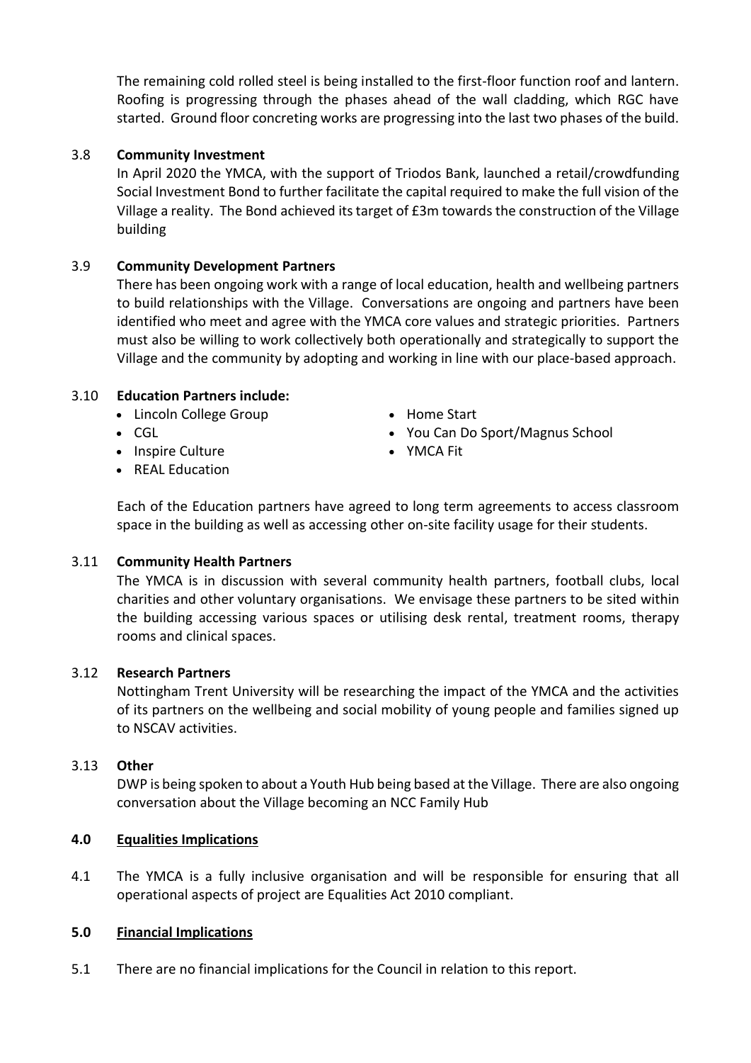The remaining cold rolled steel is being installed to the first-floor function roof and lantern. Roofing is progressing through the phases ahead of the wall cladding, which RGC have started. Ground floor concreting works are progressing into the last two phases of the build.

3.8 **Community Investment**

In April 2020 the YMCA, with the support of Triodos Bank, launched a retail/crowdfunding Social Investment Bond to further facilitate the capital required to make the full vision of the Village a reality. The Bond achieved its target of £3m towards the construction of the Village building

3.9 **Community Development Partners**

There has been ongoing work with a range of local education, health and wellbeing partners to build relationships with the Village. Conversations are ongoing and partners have been identified who meet and agree with the YMCA core values and strategic priorities. Partners must also be willing to work collectively both operationally and strategically to support the Village and the community by adopting and working in line with our place-based approach.

3.10 **Education Partners include:**

- Lincoln College Group
- CGL
- Inspire Culture
- REAL Education
- Home Start
- You Can Do Sport/Magnus School
- YMCA Fit

Each of the Education partners have agreed to long term agreements to access classroom space in the building as well as accessing other on-site facility usage for their students.

3.11 **Community Health Partners**

The YMCA is in discussion with several community health partners, football clubs, local charities and other voluntary organisations. We envisage these partners to be sited within the building accessing various spaces or utilising desk rental, treatment rooms, therapy rooms and clinical spaces.

3.12 **Research Partners**

Nottingham Trent University will be researching the impact of the YMCA and the activities of its partners on the wellbeing and social mobility of young people and families signed up to NSCAV activities.

3.13 **Other**

DWP is being spoken to about a Youth Hub being based at the Village. There are also ongoing conversation about the Village becoming an NCC Family Hub

## 4.0 Equalities Implications

4.1 The YMCA is a fully inclusive organisation and will be responsible for ensuring that all operational aspects of project are Equalities Act 2010 compliant.

## 5.0 Financial Implications

5.1 There are no financial implications for the Council in relation to this report.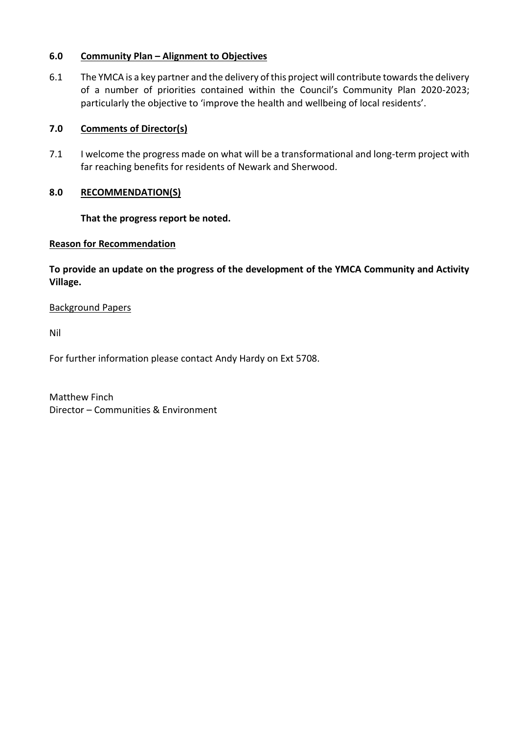## 6.0 <u>Community Plan – Alignment to Objectives</u>

6.1 The YMCA is a key partner and the delivery of this project will contribute towards the delivery of a number of priorities contained within the Council's Community Plan 2020-2023; particularly the objective to 'improve the health and wellbeing of local residents'.

## 7.0 <u>Comments of Director(s)</u>

7.1 I welcome the progress made on what will be a transformational and long-term project with far reaching benefits for residents of Newark and Sherwood.

## 8.0 <u>RECOMMENDATION(S)</u>

**That the progress report be noted.**

**<u>Reason for Recommendation</u>**

**To provide an update on the progress of the development of the YMCA Community and Activity Village.**

<u>Background Papers</u>

Nil

For further information please contact Andy Hardy on Ext 5708.

Matthew Finch
Director – Communities & Environment